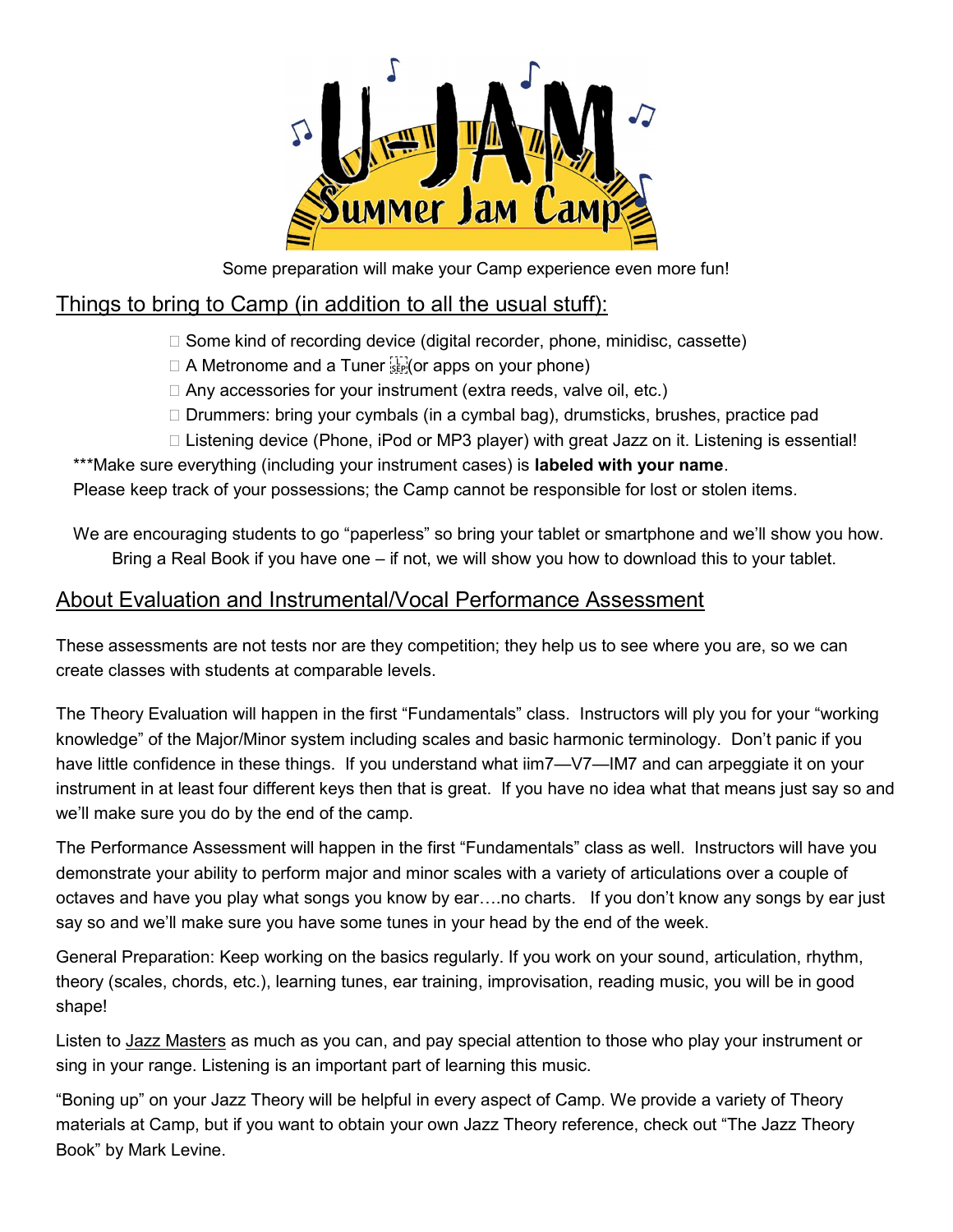Some preparation will make your Camp experience even more fun!

## Things to bring to Camp (in addition to all the usual stuff):

- Some kind of recording device (digital recorder, phone, minidisc, cassette)
- A Metronome and a Tuner (or apps on your phone)
- Any accessories for your instrument (extra reeds, valve oil, etc.)
- Drummers: bring your cymbals (in a cymbal bag), drumsticks, brushes, practice pad
- Listening device (Phone, iPod or MP3 player) with great Jazz on it. Listening is essential!

***Make sure everything (including your instrument cases) is **labeled with your name**.
Please keep track of your possessions; the Camp cannot be responsible for lost or stolen items.

We are encouraging students to go "paperless" so bring your tablet or smartphone and we'll show you how. Bring a Real Book if you have one – if not, we will show you how to download this to your tablet.

## About Evaluation and Instrumental/Vocal Performance Assessment

These assessments are not tests nor are they competition; they help us to see where you are, so we can create classes with students at comparable levels.

The Theory Evaluation will happen in the first "Fundamentals" class. Instructors will ply you for your "working knowledge" of the Major/Minor system including scales and basic harmonic terminology. Don't panic if you have little confidence in these things. If you understand what iim7—V7—IM7 and can arpeggiate it on your instrument in at least four different keys then that is great. If you have no idea what that means just say so and we'll make sure you do by the end of the camp.

The Performance Assessment will happen in the first "Fundamentals" class as well. Instructors will have you demonstrate your ability to perform major and minor scales with a variety of articulations over a couple of octaves and have you play what songs you know by ear….no charts. If you don't know any songs by ear just say so and we'll make sure you have some tunes in your head by the end of the week.

General Preparation: Keep working on the basics regularly. If you work on your sound, articulation, rhythm, theory (scales, chords, etc.), learning tunes, ear training, improvisation, reading music, you will be in good shape!

Listen to Jazz Masters as much as you can, and pay special attention to those who play your instrument or sing in your range. Listening is an important part of learning this music.

"Boning up" on your Jazz Theory will be helpful in every aspect of Camp. We provide a variety of Theory materials at Camp, but if you want to obtain your own Jazz Theory reference, check out "The Jazz Theory Book" by Mark Levine.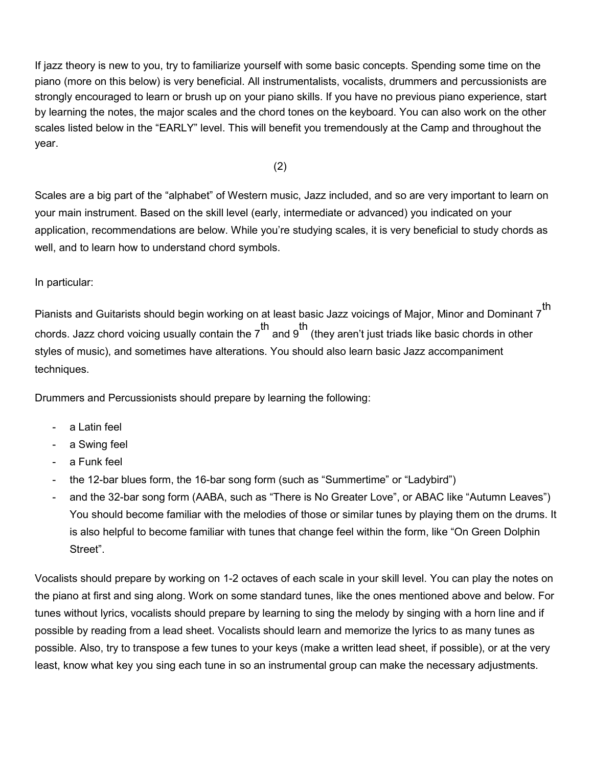If jazz theory is new to you, try to familiarize yourself with some basic concepts. Spending some time on the piano (more on this below) is very beneficial. All instrumentalists, vocalists, drummers and percussionists are strongly encouraged to learn or brush up on your piano skills. If you have no previous piano experience, start by learning the notes, the major scales and the chord tones on the keyboard. You can also work on the other scales listed below in the "EARLY" level. This will benefit you tremendously at the Camp and throughout the year.

(2)

Scales are a big part of the "alphabet" of Western music, Jazz included, and so are very important to learn on your main instrument. Based on the skill level (early, intermediate or advanced) you indicated on your application, recommendations are below. While you're studying scales, it is very beneficial to study chords as well, and to learn how to understand chord symbols.

In particular:

Pianists and Guitarists should begin working on at least basic Jazz voicings of Major, Minor and Dominant $7^{th}$ chords. Jazz chord voicing usually contain the $7^{th}$ and $9^{th}$ (they aren't just triads like basic chords in other styles of music), and sometimes have alterations. You should also learn basic Jazz accompaniment techniques.

Drummers and Percussionists should prepare by learning the following:

- a Latin feel
- a Swing feel
- a Funk feel
- the 12-bar blues form, the 16-bar song form (such as "Summertime" or "Ladybird")
- and the 32-bar song form (AABA, such as "There is No Greater Love", or ABAC like "Autumn Leaves") You should become familiar with the melodies of those or similar tunes by playing them on the drums. It is also helpful to become familiar with tunes that change feel within the form, like "On Green Dolphin Street".

Vocalists should prepare by working on 1-2 octaves of each scale in your skill level. You can play the notes on the piano at first and sing along. Work on some standard tunes, like the ones mentioned above and below. For tunes without lyrics, vocalists should prepare by learning to sing the melody by singing with a horn line and if possible by reading from a lead sheet. Vocalists should learn and memorize the lyrics to as many tunes as possible. Also, try to transpose a few tunes to your keys (make a written lead sheet, if possible), or at the very least, know what key you sing each tune in so an instrumental group can make the necessary adjustments.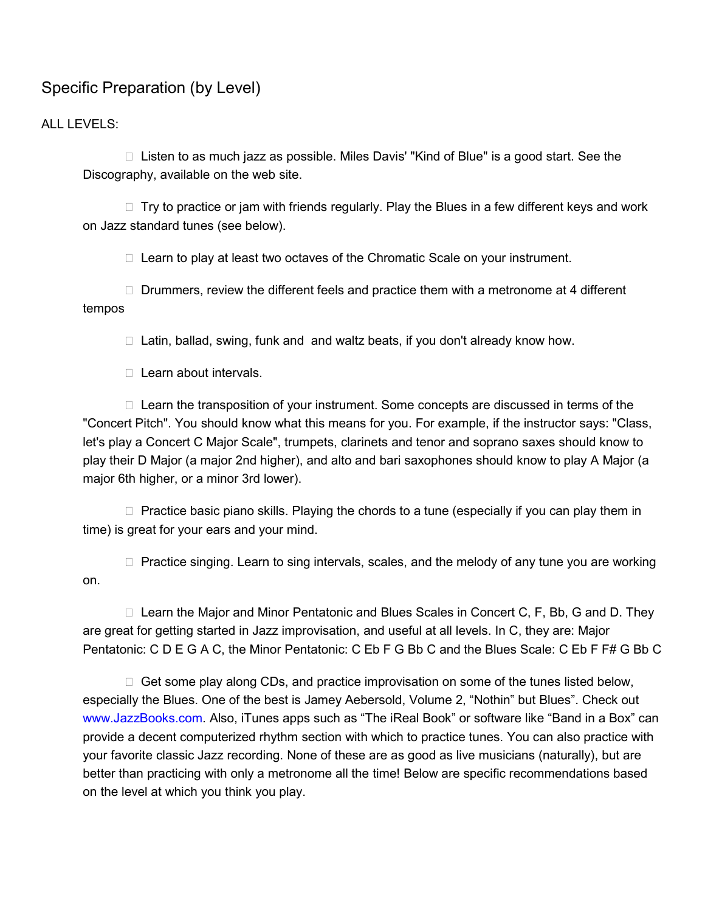## Specific Preparation (by Level)

ALL LEVELS:

- Listen to as much jazz as possible. Miles Davis' "Kind of Blue" is a good start. See the Discography, available on the web site.
- Try to practice or jam with friends regularly. Play the Blues in a few different keys and work on Jazz standard tunes (see below).
- Learn to play at least two octaves of the Chromatic Scale on your instrument.
- Drummers, review the different feels and practice them with a metronome at 4 different tempos
- Latin, ballad, swing, funk and  and waltz beats, if you don't already know how.
- Learn about intervals.
- Learn the transposition of your instrument. Some concepts are discussed in terms of the "Concert Pitch". You should know what this means for you. For example, if the instructor says: "Class, let's play a Concert C Major Scale", trumpets, clarinets and tenor and soprano saxes should know to play their D Major (a major 2nd higher), and alto and bari saxophones should know to play A Major (a major 6th higher, or a minor 3rd lower).
- Practice basic piano skills. Playing the chords to a tune (especially if you can play them in time) is great for your ears and your mind.
- Practice singing. Learn to sing intervals, scales, and the melody of any tune you are working on.
- Learn the Major and Minor Pentatonic and Blues Scales in Concert C, F, Bb, G and D. They are great for getting started in Jazz improvisation, and useful at all levels. In C, they are: Major Pentatonic: C D E G A C, the Minor Pentatonic: C Eb F G Bb C and the Blues Scale: C Eb F F# G Bb C
- Get some play along CDs, and practice improvisation on some of the tunes listed below, especially the Blues. One of the best is Jamey Aebersold, Volume 2, "Nothin" but Blues". Check out www.JazzBooks.com. Also, iTunes apps such as "The iReal Book" or software like "Band in a Box" can provide a decent computerized rhythm section with which to practice tunes. You can also practice with your favorite classic Jazz recording. None of these are as good as live musicians (naturally), but are better than practicing with only a metronome all the time! Below are specific recommendations based on the level at which you think you play.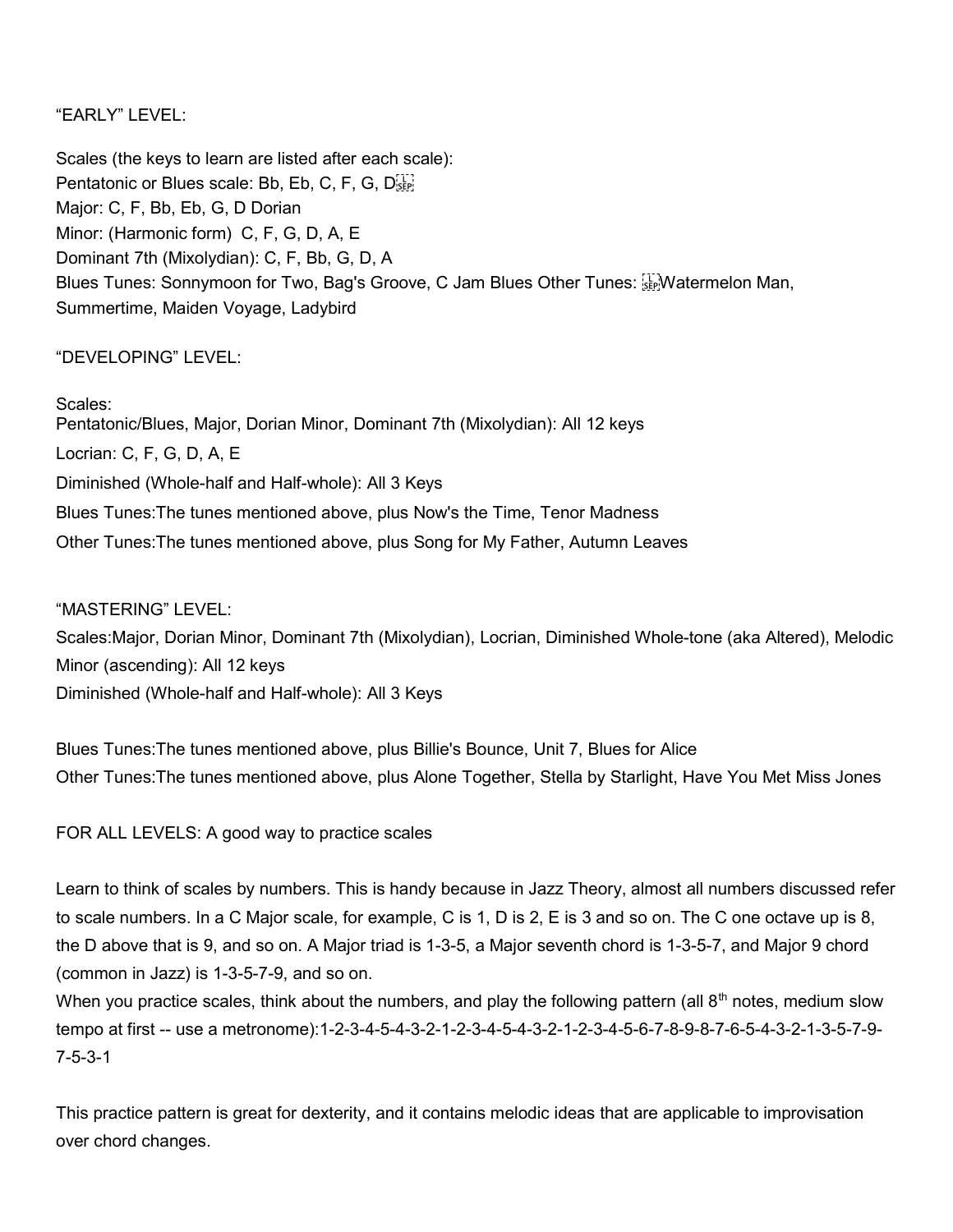"EARLY" LEVEL:

Scales (the keys to learn are listed after each scale):
Pentatonic or Blues scale: Bb, Eb, C, F, G, D
Major: C, F, Bb, Eb, G, D Dorian
Minor: (Harmonic form) C, F, G, D, A, E
Dominant 7th (Mixolydian): C, F, Bb, G, D, A
Blues Tunes: Sonnymoon for Two, Bag's Groove, C Jam Blues Other Tunes: Watermelon Man, Summertime, Maiden Voyage, Ladybird

"DEVELOPING" LEVEL:

Scales:
Pentatonic/Blues, Major, Dorian Minor, Dominant 7th (Mixolydian): All 12 keys
Locrian: C, F, G, D, A, E
Diminished (Whole-half and Half-whole): All 3 Keys
Blues Tunes:The tunes mentioned above, plus Now's the Time, Tenor Madness
Other Tunes:The tunes mentioned above, plus Song for My Father, Autumn Leaves

"MASTERING" LEVEL:
Scales:Major, Dorian Minor, Dominant 7th (Mixolydian), Locrian, Diminished Whole-tone (aka Altered), Melodic Minor (ascending): All 12 keys
Diminished (Whole-half and Half-whole): All 3 Keys

Blues Tunes:The tunes mentioned above, plus Billie's Bounce, Unit 7, Blues for Alice
Other Tunes:The tunes mentioned above, plus Alone Together, Stella by Starlight, Have You Met Miss Jones

FOR ALL LEVELS: A good way to practice scales

Learn to think of scales by numbers. This is handy because in Jazz Theory, almost all numbers discussed refer to scale numbers. In a C Major scale, for example, C is 1, D is 2, E is 3 and so on. The C one octave up is 8, the D above that is 9, and so on. A Major triad is 1-3-5, a Major seventh chord is 1-3-5-7, and Major 9 chord (common in Jazz) is 1-3-5-7-9, and so on.
When you practice scales, think about the numbers, and play the following pattern (all 8th notes, medium slow tempo at first -- use a metronome):1-2-3-4-5-4-3-2-1-2-3-4-5-4-3-2-1-2-3-4-5-6-7-8-9-8-7-6-5-4-3-2-1-3-5-7-9-7-5-3-1

This practice pattern is great for dexterity, and it contains melodic ideas that are applicable to improvisation over chord changes.